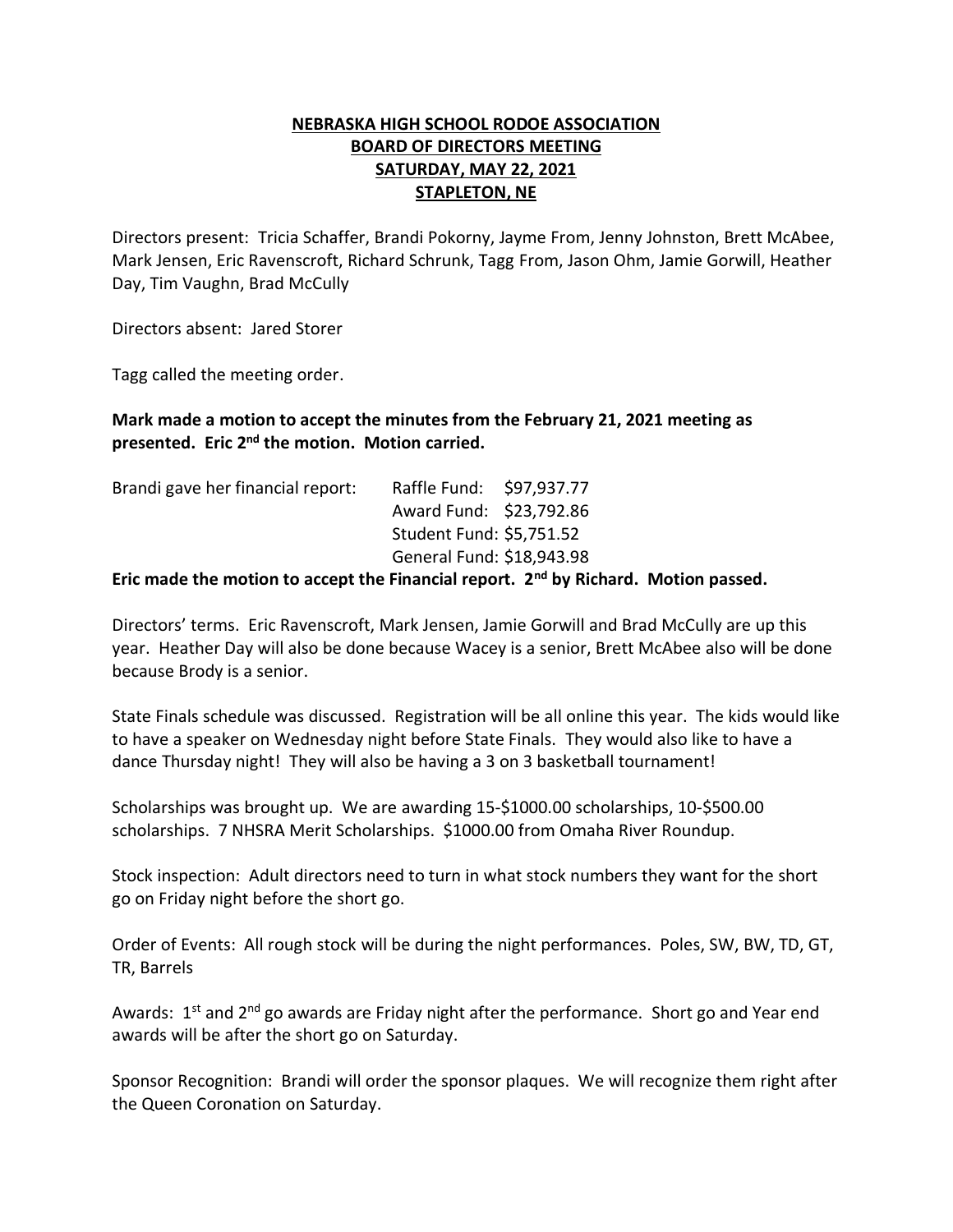# NEBRASKA HIGH SCHOOL RODOE ASSOCIATION
## BOARD OF DIRECTORS MEETING
## SATURDAY, MAY 22, 2021
## STAPLETON, NE

Directors present: Tricia Schaffer, Brandi Pokorny, Jayme From, Jenny Johnston, Brett McAbee, Mark Jensen, Eric Ravenscroft, Richard Schrunk, Tagg From, Jason Ohm, Jamie Gorwill, Heather Day, Tim Vaughn, Brad McCully

Directors absent: Jared Storer

Tagg called the meeting order.

**Mark made a motion to accept the minutes from the February 21, 2021 meeting as presented. Eric 2nd the motion. Motion carried.**

Brandi gave her financial report:

Raffle Fund: $97,937.77
Award Fund: $23,792.86
Student Fund: $5,751.52
General Fund: $18,943.98

**Eric made the motion to accept the Financial report. 2nd by Richard. Motion passed.**

Directors' terms. Eric Ravenscroft, Mark Jensen, Jamie Gorwill and Brad McCully are up this year. Heather Day will also be done because Wacey is a senior, Brett McAbee also will be done because Brody is a senior.

State Finals schedule was discussed. Registration will be all online this year. The kids would like to have a speaker on Wednesday night before State Finals. They would also like to have a dance Thursday night! They will also be having a 3 on 3 basketball tournament!

Scholarships was brought up. We are awarding 15-$1000.00 scholarships, 10-$500.00 scholarships. 7 NHSRA Merit Scholarships. $1000.00 from Omaha River Roundup.

Stock inspection: Adult directors need to turn in what stock numbers they want for the short go on Friday night before the short go.

Order of Events: All rough stock will be during the night performances. Poles, SW, BW, TD, GT, TR, Barrels

Awards: 1st and 2nd go awards are Friday night after the performance. Short go and Year end awards will be after the short go on Saturday.

Sponsor Recognition: Brandi will order the sponsor plaques. We will recognize them right after the Queen Coronation on Saturday.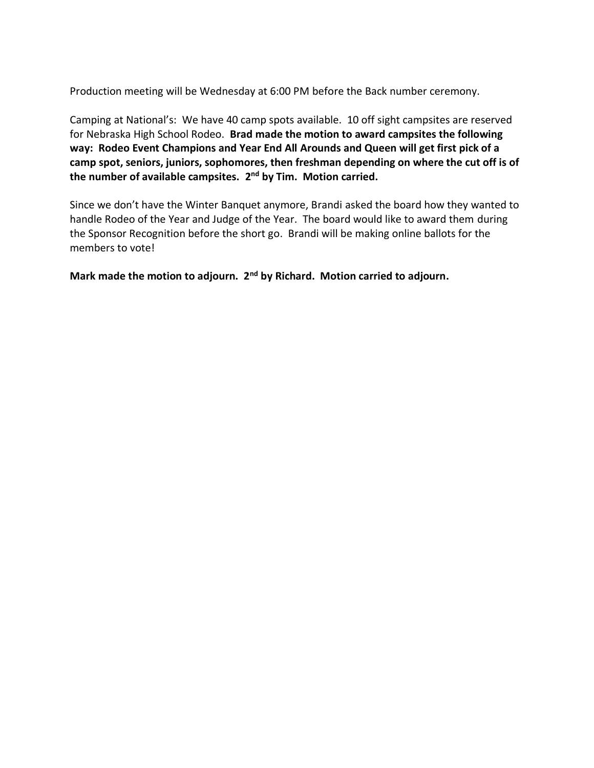Production meeting will be Wednesday at 6:00 PM before the Back number ceremony.

Camping at National's: We have 40 camp spots available. 10 off sight campsites are reserved for Nebraska High School Rodeo. **Brad made the motion to award campsites the following way: Rodeo Event Champions and Year End All Arounds and Queen will get first pick of a camp spot, seniors, juniors, sophomores, then freshman depending on where the cut off is of the number of available campsites. 2nd by Tim. Motion carried.**

Since we don't have the Winter Banquet anymore, Brandi asked the board how they wanted to handle Rodeo of the Year and Judge of the Year. The board would like to award them during the Sponsor Recognition before the short go. Brandi will be making online ballots for the members to vote!

**Mark made the motion to adjourn. 2nd by Richard. Motion carried to adjourn.**